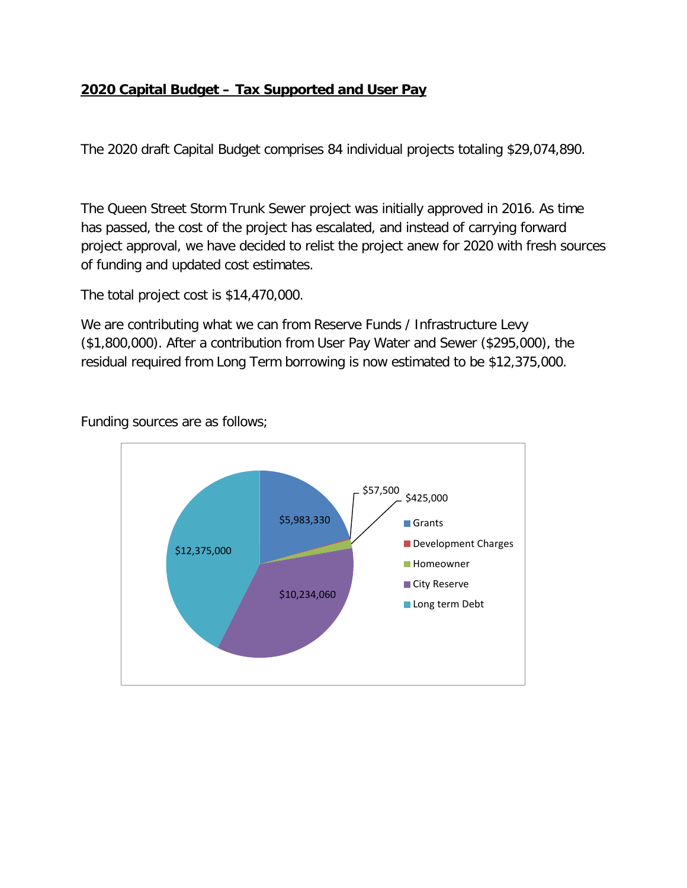**2020 Capital Budget – Tax Supported and User Pay**

The 2020 draft Capital Budget comprises 84 individual projects totaling $29,074,890.

The Queen Street Storm Trunk Sewer project was initially approved in 2016. As time has passed, the cost of the project has escalated, and instead of carrying forward project approval, we have decided to relist the project anew for 2020 with fresh sources of funding and updated cost estimates.

The total project cost is $14,470,000.

We are contributing what we can from Reserve Funds / Infrastructure Levy ($1,800,000). After a contribution from User Pay Water and Sewer ($295,000), the residual required from Long Term borrowing is now estimated to be $12,375,000.

Funding sources are as follows;

| Funding Source | Amount |
|---|---|
| Grants | $5,983,330 |
| Development Charges | $57,500 |
| Homeowner | $425,000 |
| City Reserve | $10,234,060 |
| Long term Debt | $12,375,000 |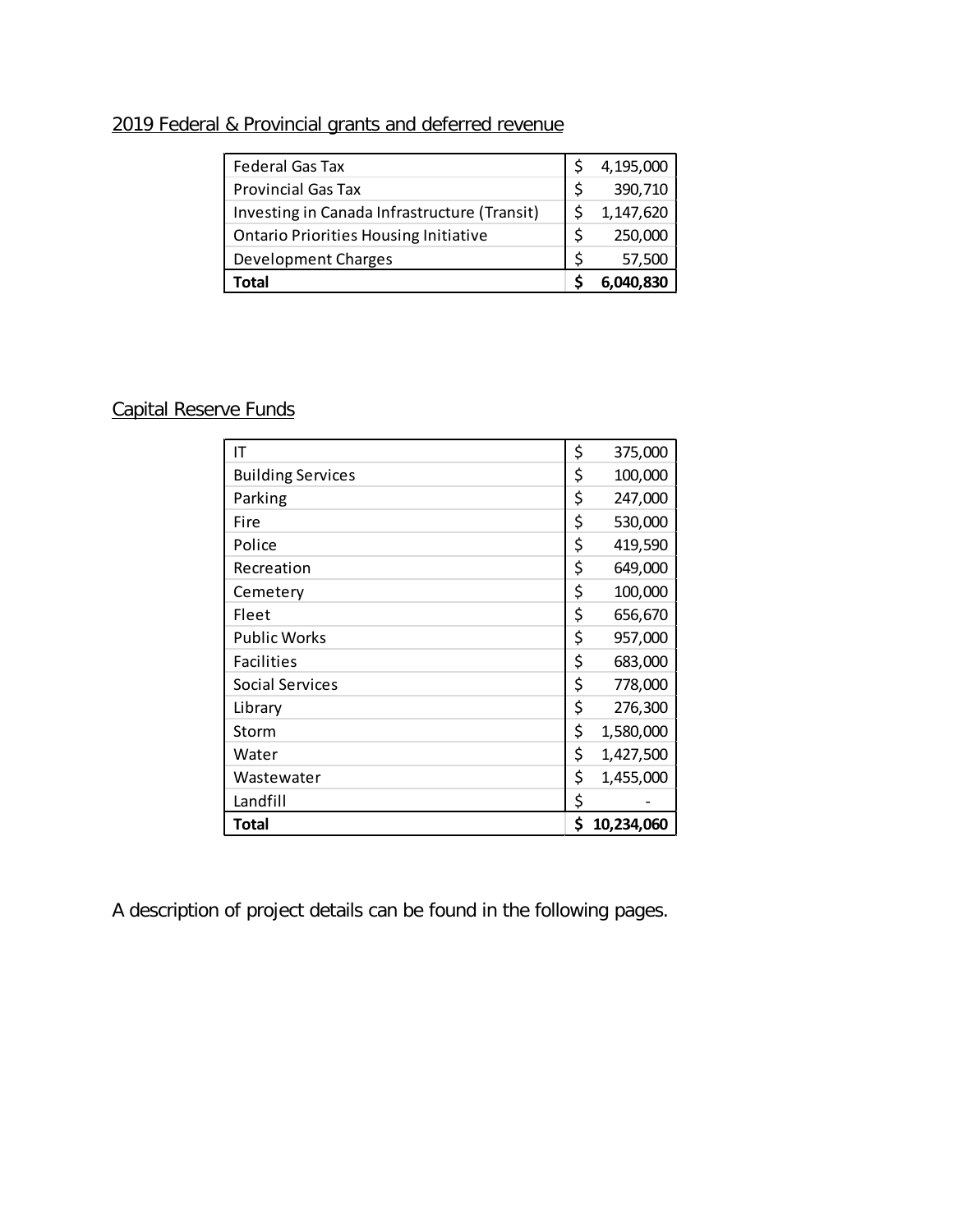2019 Federal & Provincial grants and deferred revenue

| | |
|---|---|
| Federal Gas Tax | $ 4,195,000 |
| Provincial Gas Tax | $ 390,710 |
| Investing in Canada Infrastructure (Transit) | $ 1,147,620 |
| Ontario Priorities Housing Initiative | $ 250,000 |
| Development Charges | $ 57,500 |
| **Total** | **$ 6,040,830** |

Capital Reserve Funds

| | |
|---|---|
| IT | $ 375,000 |
| Building Services | $ 100,000 |
| Parking | $ 247,000 |
| Fire | $ 530,000 |
| Police | $ 419,590 |
| Recreation | $ 649,000 |
| Cemetery | $ 100,000 |
| Fleet | $ 656,670 |
| Public Works | $ 957,000 |
| Facilities | $ 683,000 |
| Social Services | $ 778,000 |
| Library | $ 276,300 |
| Storm | $ 1,580,000 |
| Water | $ 1,427,500 |
| Wastewater | $ 1,455,000 |
| Landfill | $ - |
| **Total** | **$ 10,234,060** |

A description of project details can be found in the following pages.